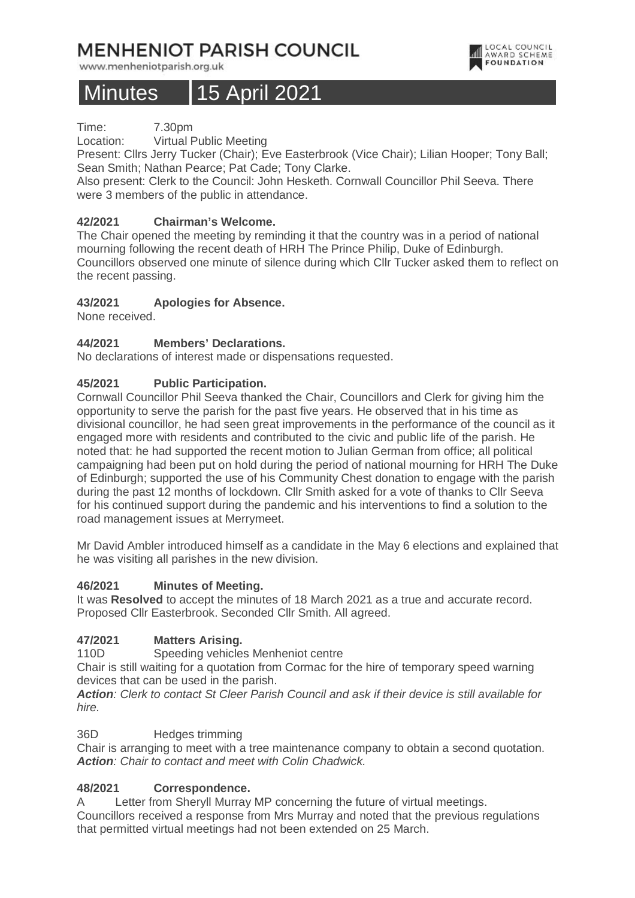# MENHENIOT PARISH COUNCIL

www.menheniotparish.org.uk

LOCAL COUNCIL AWARD SCHEME FOUNDATION

# Minutes 15 April 2021

Time: 7.30pm

Location: Virtual Public Meeting

Present: Cllrs Jerry Tucker (Chair); Eve Easterbrook (Vice Chair); Lilian Hooper; Tony Ball; Sean Smith; Nathan Pearce; Pat Cade; Tony Clarke.

Also present: Clerk to the Council: John Hesketh. Cornwall Councillor Phil Seeva. There were 3 members of the public in attendance.

### 42/2021 Chairman's Welcome.

The Chair opened the meeting by reminding it that the country was in a period of national mourning following the recent death of HRH The Prince Philip, Duke of Edinburgh. Councillors observed one minute of silence during which Cllr Tucker asked them to reflect on the recent passing.

### 43/2021 Apologies for Absence.

None received.

### 44/2021 Members' Declarations.

No declarations of interest made or dispensations requested.

### 45/2021 Public Participation.

Cornwall Councillor Phil Seeva thanked the Chair, Councillors and Clerk for giving him the opportunity to serve the parish for the past five years. He observed that in his time as divisional councillor, he had seen great improvements in the performance of the council as it engaged more with residents and contributed to the civic and public life of the parish. He noted that: he had supported the recent motion to Julian German from office; all political campaigning had been put on hold during the period of national mourning for HRH The Duke of Edinburgh; supported the use of his Community Chest donation to engage with the parish during the past 12 months of lockdown. Cllr Smith asked for a vote of thanks to Cllr Seeva for his continued support during the pandemic and his interventions to find a solution to the road management issues at Merrymeet.

Mr David Ambler introduced himself as a candidate in the May 6 elections and explained that he was visiting all parishes in the new division.

### 46/2021 Minutes of Meeting.

It was **Resolved** to accept the minutes of 18 March 2021 as a true and accurate record. Proposed Cllr Easterbrook. Seconded Cllr Smith. All agreed.

### 47/2021 Matters Arising.

110D Speeding vehicles Menheniot centre

Chair is still waiting for a quotation from Cormac for the hire of temporary speed warning devices that can be used in the parish.

***Action**: Clerk to contact St Cleer Parish Council and ask if their device is still available for hire.*

36D Hedges trimming

Chair is arranging to meet with a tree maintenance company to obtain a second quotation.

***Action**: Chair to contact and meet with Colin Chadwick.*

### 48/2021 Correspondence.

A Letter from Sheryll Murray MP concerning the future of virtual meetings.

Councillors received a response from Mrs Murray and noted that the previous regulations that permitted virtual meetings had not been extended on 25 March.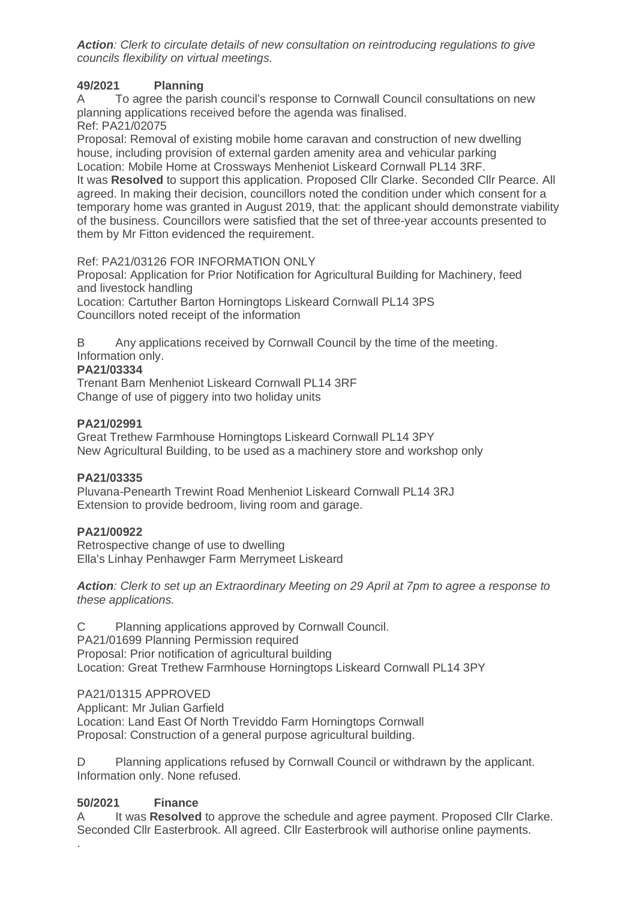***Action**: Clerk to circulate details of new consultation on reintroducing regulations to give councils flexibility on virtual meetings.*

## 49/2021 Planning

A To agree the parish council's response to Cornwall Council consultations on new planning applications received before the agenda was finalised.

Ref: PA21/02075

Proposal: Removal of existing mobile home caravan and construction of new dwelling house, including provision of external garden amenity area and vehicular parking

Location: Mobile Home at Crossways Menheniot Liskeard Cornwall PL14 3RF.

It was **Resolved** to support this application. Proposed Cllr Clarke. Seconded Cllr Pearce. All agreed. In making their decision, councillors noted the condition under which consent for a temporary home was granted in August 2019, that: the applicant should demonstrate viability of the business. Councillors were satisfied that the set of three-year accounts presented to them by Mr Fitton evidenced the requirement.

Ref: PA21/03126 FOR INFORMATION ONLY

Proposal: Application for Prior Notification for Agricultural Building for Machinery, feed and livestock handling

Location: Cartuther Barton Horningtops Liskeard Cornwall PL14 3PS

Councillors noted receipt of the information

B Any applications received by Cornwall Council by the time of the meeting. Information only.

**PA21/03334**

Trenant Barn Menheniot Liskeard Cornwall PL14 3RF

Change of use of piggery into two holiday units

**PA21/02991**

Great Trethew Farmhouse Horningtops Liskeard Cornwall PL14 3PY

New Agricultural Building, to be used as a machinery store and workshop only

**PA21/03335**

Pluvana-Penearth Trewint Road Menheniot Liskeard Cornwall PL14 3RJ

Extension to provide bedroom, living room and garage.

**PA21/00922**

Retrospective change of use to dwelling

Ella's Linhay Penhawger Farm Merrymeet Liskeard

***Action**: Clerk to set up an Extraordinary Meeting on 29 April at 7pm to agree a response to these applications.*

C Planning applications approved by Cornwall Council.

PA21/01699 Planning Permission required

Proposal: Prior notification of agricultural building

Location: Great Trethew Farmhouse Horningtops Liskeard Cornwall PL14 3PY

PA21/01315 APPROVED

Applicant: Mr Julian Garfield

Location: Land East Of North Treviddo Farm Horningtops Cornwall

Proposal: Construction of a general purpose agricultural building.

D Planning applications refused by Cornwall Council or withdrawn by the applicant. Information only. None refused.

## 50/2021 Finance

A It was **Resolved** to approve the schedule and agree payment. Proposed Cllr Clarke. Seconded Cllr Easterbrook. All agreed. Cllr Easterbrook will authorise online payments.

.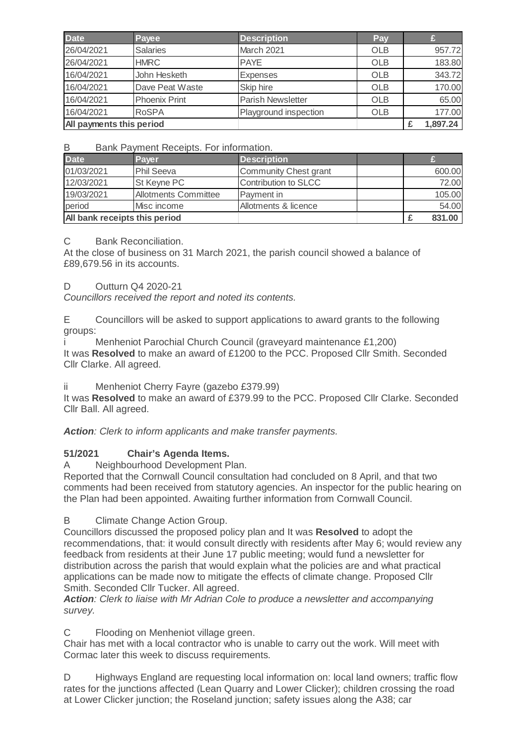| Date | Payee | Description | Pay | £ |
|---|---|---|---|---|
| 26/04/2021 | Salaries | March 2021 | OLB | 957.72 |
| 26/04/2021 | HMRC | PAYE | OLB | 183.80 |
| 16/04/2021 | John Hesketh | Expenses | OLB | 343.72 |
| 16/04/2021 | Dave Peat Waste | Skip hire | OLB | 170.00 |
| 16/04/2021 | Phoenix Print | Parish Newsletter | OLB | 65.00 |
| 16/04/2021 | RoSPA | Playground inspection | OLB | 177.00 |
| **All payments this period** | | | | **£ 1,897.24** |

B Bank Payment Receipts. For information.

| Date | Payer | Description | | £ |
|---|---|---|---|---|
| 01/03/2021 | Phil Seeva | Community Chest grant | | 600.00 |
| 12/03/2021 | St Keyne PC | Contribution to SLCC | | 72.00 |
| 19/03/2021 | Allotments Committee | Payment in | | 105.00 |
| period | Misc income | Allotments & licence | | 54.00 |
| **All bank receipts this period** | | | | **£ 831.00** |

C Bank Reconciliation.
At the close of business on 31 March 2021, the parish council showed a balance of £89,679.56 in its accounts.

D Outturn Q4 2020-21
*Councillors received the report and noted its contents.*

E Councillors will be asked to support applications to award grants to the following groups:

i Menheniot Parochial Church Council (graveyard maintenance £1,200)
It was **Resolved** to make an award of £1200 to the PCC. Proposed Cllr Smith. Seconded Cllr Clarke. All agreed.

ii Menheniot Cherry Fayre (gazebo £379.99)
It was **Resolved** to make an award of £379.99 to the PCC. Proposed Cllr Clarke. Seconded Cllr Ball. All agreed.

***Action**: Clerk to inform applicants and make transfer payments.*

**51/2021 Chair's Agenda Items.**

A Neighbourhood Development Plan.
Reported that the Cornwall Council consultation had concluded on 8 April, and that two comments had been received from statutory agencies. An inspector for the public hearing on the Plan had been appointed. Awaiting further information from Cornwall Council.

B Climate Change Action Group.
Councillors discussed the proposed policy plan and It was **Resolved** to adopt the recommendations, that: it would consult directly with residents after May 6; would review any feedback from residents at their June 17 public meeting; would fund a newsletter for distribution across the parish that would explain what the policies are and what practical applications can be made now to mitigate the effects of climate change. Proposed Cllr Smith. Seconded Cllr Tucker. All agreed.
***Action**: Clerk to liaise with Mr Adrian Cole to produce a newsletter and accompanying survey.*

C Flooding on Menheniot village green.
Chair has met with a local contractor who is unable to carry out the work. Will meet with Cormac later this week to discuss requirements.

D Highways England are requesting local information on: local land owners; traffic flow rates for the junctions affected (Lean Quarry and Lower Clicker); children crossing the road at Lower Clicker junction; the Roseland junction; safety issues along the A38; car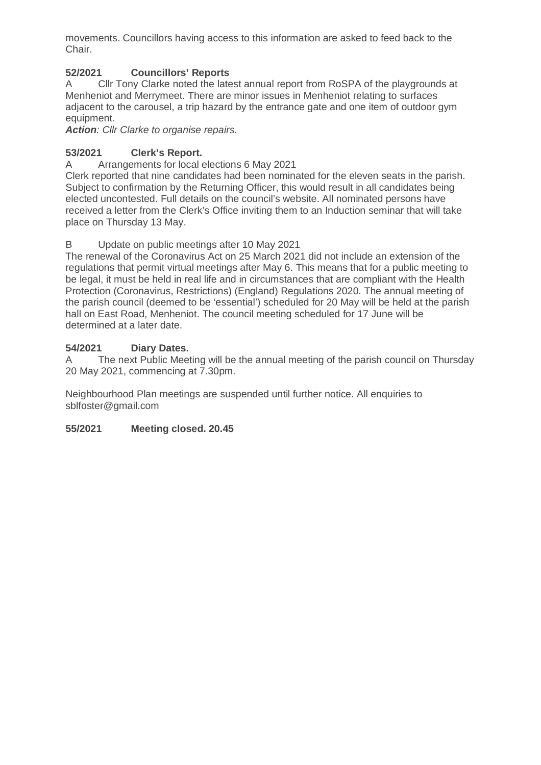movements. Councillors having access to this information are asked to feed back to the Chair.

**52/2021 Councillors' Reports**

A Cllr Tony Clarke noted the latest annual report from RoSPA of the playgrounds at Menheniot and Merrymeet. There are minor issues in Menheniot relating to surfaces adjacent to the carousel, a trip hazard by the entrance gate and one item of outdoor gym equipment.

***Action**: Cllr Clarke to organise repairs.*

**53/2021 Clerk's Report.**

A Arrangements for local elections 6 May 2021

Clerk reported that nine candidates had been nominated for the eleven seats in the parish. Subject to confirmation by the Returning Officer, this would result in all candidates being elected uncontested. Full details on the council's website. All nominated persons have received a letter from the Clerk's Office inviting them to an Induction seminar that will take place on Thursday 13 May.

B Update on public meetings after 10 May 2021

The renewal of the Coronavirus Act on 25 March 2021 did not include an extension of the regulations that permit virtual meetings after May 6. This means that for a public meeting to be legal, it must be held in real life and in circumstances that are compliant with the Health Protection (Coronavirus, Restrictions) (England) Regulations 2020. The annual meeting of the parish council (deemed to be 'essential') scheduled for 20 May will be held at the parish hall on East Road, Menheniot. The council meeting scheduled for 17 June will be determined at a later date.

**54/2021 Diary Dates.**

A The next Public Meeting will be the annual meeting of the parish council on Thursday 20 May 2021, commencing at 7.30pm.

Neighbourhood Plan meetings are suspended until further notice. All enquiries to sblfoster@gmail.com

**55/2021 Meeting closed. 20.45**